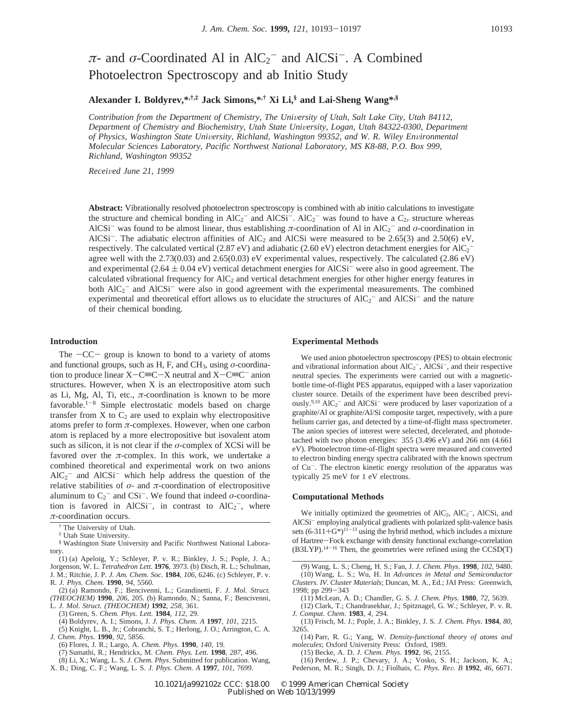# $\pi$- and $\sigma$-Coordinated Al in $AlC_2^-$ and $AlCSi^-$. A Combined Photoelectron Spectroscopy and ab Initio Study

**Alexander I. Boldyrev,\*,[†,‡] Jack Simons,\*,[†] Xi Li,[§] and Lai-Sheng Wang\*,[§]**

*Contribution from the Department of Chemistry, The University of Utah, Salt Lake City, Utah 84112, Department of Chemistry and Biochemistry, Utah State University, Logan, Utah 84322-0300, Department of Physics, Washington State University, Richland, Washington 99352, and W. R. Wiley Environmental Molecular Sciences Laboratory, Pacific Northwest National Laboratory, MS K8-88, P.O. Box 999, Richland, Washington 99352*

*Received June 21, 1999*

**Abstract:** Vibrationally resolved photoelectron spectroscopy is combined with ab initio calculations to investigate the structure and chemical bonding in $AlC_2^-$ and $AlCSi^-$. $AlC_2^-$ was found to have a $C_{2v}$ structure whereas $AlCSi^-$ was found to be almost linear, thus establishing $\pi$-coordination of Al in $AlC_2^-$ and $\sigma$-coordination in $AlCSi^-$. The adiabatic electron affinities of $AlC_2$ and AlCSi were measured to be 2.65(3) and 2.50(6) eV, respectively. The calculated vertical (2.87 eV) and adiabatic (2.60 eV) electron detachment energies for $AlC_2^-$ agree well with the 2.73(0.03) and 2.65(0.03) eV experimental values, respectively. The calculated (2.86 eV) and experimental (2.64 $\pm$ 0.04 eV) vertical detachment energies for $AlCSi^-$ were also in good agreement. The calculated vibrational frequency for $AlC_2$ and vertical detachment energies for other higher energy features in both $AlC_2^-$ and $AlCSi^-$ were also in good agreement with the experimental measurements. The combined experimental and theoretical effort allows us to elucidate the structures of $AlC_2^-$ and $AlCSi^-$ and the nature of their chemical bonding.

## Introduction

The $-$CC$-$ group is known to bond to a variety of atoms and functional groups, such as H, F, and $CH_3$, using $\sigma$-coordination to produce linear X$-$C$\equiv$C$-$X neutral and X$-$C$\equiv$C$^-$ anion structures. However, when X is an electropositive atom such as Li, Mg, Al, Ti, etc., $\pi$-coordination is known to be more favorable.[1-8] Simple electrostatic models based on charge transfer from X to $C_2$ are used to explain why electropositive atoms prefer to form $\pi$-complexes. However, when one carbon atom is replaced by a more electropositive but isovalent atom such as silicon, it is not clear if the $\sigma$-complex of XCSi will be favored over the $\pi$-complex. In this work, we undertake a combined theoretical and experimental work on two anions $AlC_2^-$ and $AlCSi^-$ which help address the question of the relative stabilities of $\sigma$- and $\pi$-coordination of electropositive aluminum to $C_2^-$ and $CSi^-$. We found that indeed $\sigma$-coordination is favored in $AlCSi^-$, in contrast to $AlC_2^-$, where $\pi$-coordination occurs.

## Experimental Methods

We used anion photoelectron spectroscopy (PES) to obtain electronic and vibrational information about $AlC_2^-$, $AlCSi^-$, and their respective neutral species. The experiments were carried out with a magnetic-bottle time-of-flight PES apparatus, equipped with a laser vaporization cluster source. Details of the experiment have been described previously.[9,10] $AlC_2^-$ and $AlCSi^-$ were produced by laser vaporization of a graphite/Al or graphite/Al/Si composite target, respectively, with a pure helium carrier gas, and detected by a time-of-flight mass spectrometer. The anion species of interest were selected, decelerated, and photodetached with two photon energies: 355 (3.496 eV) and 266 nm (4.661 eV). Photoelectron time-of-flight spectra were measured and converted to electron binding energy spectra calibrated with the known spectrum of $Cu^-$. The electron kinetic energy resolution of the apparatus was typically 25 meV for 1 eV electrons.

## Computational Methods

We initially optimized the geometries of $AlC_2$, $AlC_2^-$, AlCSi, and $AlCSi^-$ employing analytical gradients with polarized split-valence basis sets (6-311+G*)[11-13] using the hybrid method, which includes a mixture of Hartree–Fock exchange with density functional exchange-correlation (B3LYP).[14-16] Then, the geometries were refined using the CCSD(T)

---

[†] The University of Utah.
[‡] Utah State University.
[§] Washington State University and Pacific Northwest National Laboratory.

(1) (a) Apeloig, Y.; Schleyer, P. v. R.; Binkley, J. S.; Pople, J. A.; Jorgenson, W. L. *Tetrahedron Lett.* **1976**, 3973. (b) Disch, R. L.; Schulman, J. M.; Ritchie, J. P. *J. Am. Chem. Soc.* **1984**, *106*, 6246. (c) Schleyer, P. v. R. *J. Phys. Chem.* **1990**, *94*, 5560.
(2) (a) Ramondo, F.; Bencivenni, L.; Grandinetti, F. *J. Mol. Struct. (THEOCHEM)* **1990**, *206*, 205. (b) Ramondo, N.; Sanna, F.; Bencivenni, L. *J. Mol. Struct. (THEOCHEM)* **1992**, *258*, 361.
(3) Green, S. *Chem. Phys. Lett.* **1984**, *112*, 29.
(4) Boldyrev, A. I.; Simons, J. *J. Phys. Chem. A* **1997**, *101*, 2215.
(5) Knight, L. B., Jr.; Cobranchi, S. T.; Herlong, J. O.; Arrington, C. A. *J. Chem. Phys.* **1990**, *92*, 5856.
(6) Flores, J. R.; Largo, A. *Chem. Phys.* **1990**, *140*, 19.
(7) Sumathi, R.; Hendrickx, M. *Chem. Phys. Lett.* **1998**, *287*, 496.
(8) Li, X.; Wang, L. S. *J. Chem. Phys.* Submitted for publication. Wang, X. B.; Ding, C. F.; Wang, L. S. *J. Phys. Chem. A* **1997**, *101*, 7699.
(9) Wang, L. S.; Cheng, H. S.; Fan, J. *J. Chem. Phys.* **1998**, *102*, 9480.
(10) Wang, L. S.; Wu, H. In *Advances in Metal and Semiconductor Clusters. IV. Cluster Materials*; Duncan, M. A., Ed.; JAI Press: Greenwich, 1998; pp 299–343
(11) McLean, A. D.; Chandler, G. S. *J. Chem. Phys.* **1980**, *72*, 5639.
(12) Clark, T.; Chandrasekhar, J.; Spitznagel, G. W.; Schleyer, P. v. R. *J. Comput. Chem.* **1983**, *4*, 294.
(13) Frisch, M. J.; Pople, J. A.; Binkley, J. S. *J. Chem. Phys.* **1984**, *80*, 3265.
(14) Parr, R. G.; Yang, W. *Density-functional theory of atoms and molecules*; Oxford University Press: Oxford, 1989.
(15) Becke, A. D. *J. Chem. Phys.* **1992**, *96*, 2155.
(16) Perdew, J. P.; Chevary, J. A.; Vosko, S. H.; Jackson, K. A.; Pederson, M. R.; Singh, D. J.; Fiolhais, C. *Phys. Rev. B* **1992**, *46*, 6671.

10.1021/ja992102z CCC: \$18.00 © 1999 American Chemical Society
Published on Web 10/13/1999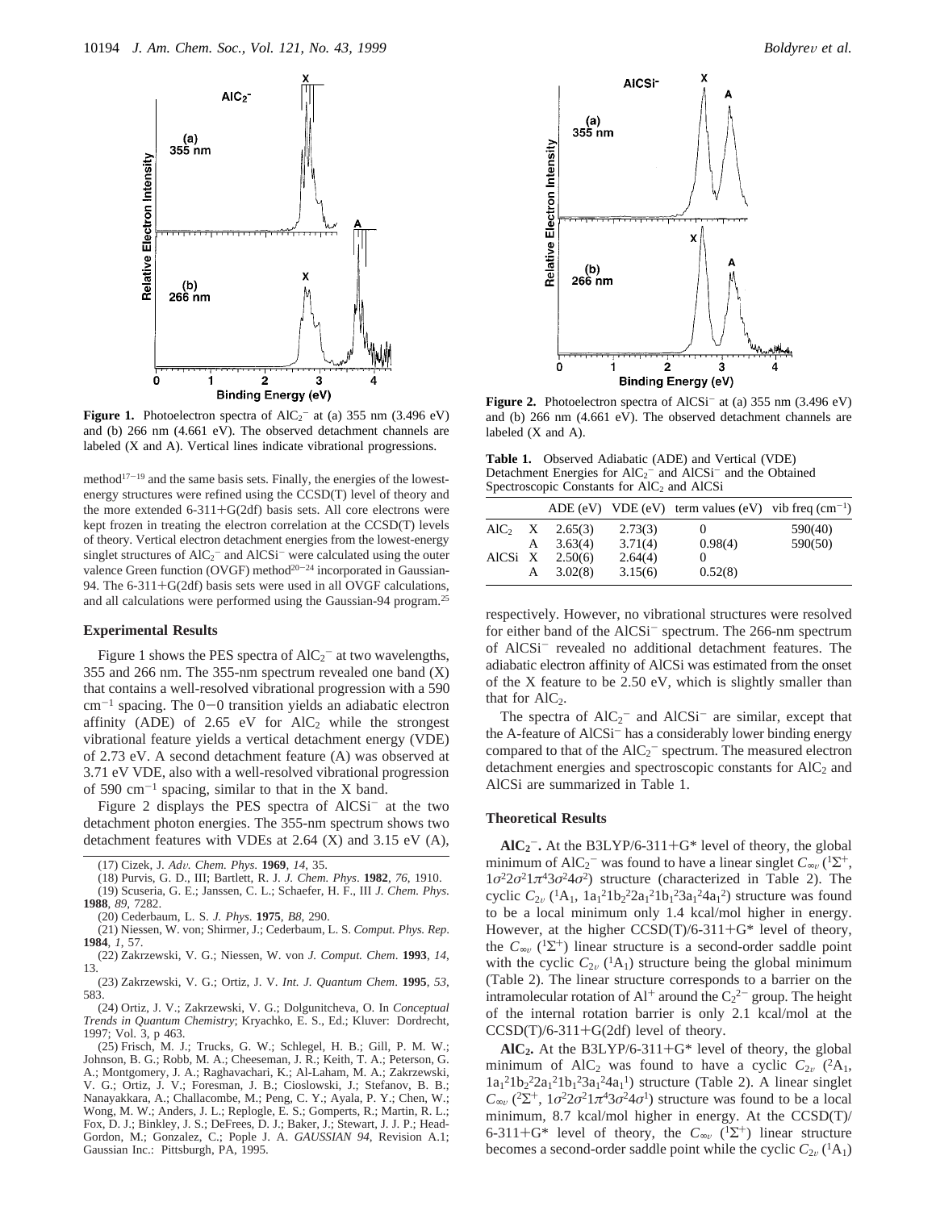**Figure 1.** Photoelectron spectra of $AlC_2^-$ at (a) 355 nm (3.496 eV) and (b) 266 nm (4.661 eV). The observed detachment channels are labeled (X and A). Vertical lines indicate vibrational progressions.

method[17-19] and the same basis sets. Finally, the energies of the lowest-energy structures were refined using the CCSD(T) level of theory and the more extended 6-311+G(2df) basis sets. All core electrons were kept frozen in treating the electron correlation at the CCSD(T) levels of theory. Vertical electron detachment energies from the lowest-energy singlet structures of $AlC_2^-$ and $AlCSi^-$ were calculated using the outer valence Green function (OVGF) method[20-24] incorporated in Gaussian-94. The 6-311+G(2df) basis sets were used in all OVGF calculations, and all calculations were performed using the Gaussian-94 program.[25]

## Experimental Results

Figure 1 shows the PES spectra of $AlC_2^-$ at two wavelengths, 355 and 266 nm. The 355-nm spectrum revealed one band (X) that contains a well-resolved vibrational progression with a 590 $cm^{-1}$ spacing. The 0-0 transition yields an adiabatic electron affinity (ADE) of 2.65 eV for $AlC_2$ while the strongest vibrational feature yields a vertical detachment energy (VDE) of 2.73 eV. A second detachment feature (A) was observed at 3.71 eV VDE, also with a well-resolved vibrational progression of 590 $cm^{-1}$ spacing, similar to that in the X band.

Figure 2 displays the PES spectra of $AlCSi^-$ at the two detachment photon energies. The 355-nm spectrum shows two detachment features with VDEs at 2.64 (X) and 3.15 eV (A), respectively. However, no vibrational structures were resolved for either band of the $AlCSi^-$ spectrum. The 266-nm spectrum of $AlCSi^-$ revealed no additional detachment features. The adiabatic electron affinity of AlCSi was estimated from the onset of the X feature to be 2.50 eV, which is slightly smaller than that for $AlC_2$.

The spectra of $AlC_2^-$ and $AlCSi^-$ are similar, except that the A-feature of $AlCSi^-$ has a considerably lower binding energy compared to that of the $AlC_2^-$ spectrum. The measured electron detachment energies and spectroscopic constants for $AlC_2$ and AlCSi are summarized in Table 1.

**Figure 2.** Photoelectron spectra of $AlCSi^-$ at (a) 355 nm (3.496 eV) and (b) 266 nm (4.661 eV). The observed detachment channels are labeled (X and A).

**Table 1.** Observed Adiabatic (ADE) and Vertical (VDE) Detachment Energies for $AlC_2^-$ and $AlCSi^-$ and the Obtained Spectroscopic Constants for $AlC_2$ and AlCSi

| | | ADE (eV) | VDE (eV) | term values (eV) | vib freq ($cm^{-1}$) |
|---|---|---|---|---|---|
| $AlC_2$ | X | 2.65(3) | 2.73(3) | 0 | 590(40) |
| | A | 3.63(4) | 3.71(4) | 0.98(4) | 590(50) |
| AlCSi | X | 2.50(6) | 2.64(4) | 0 | |
| | A | 3.02(8) | 3.15(6) | 0.52(8) | |

## Theoretical Results

**$AlC_2^-$.** At the B3LYP/6-311+G* level of theory, the global minimum of $AlC_2^-$ was found to have a linear singlet $C_{\infty v}$ ($^1\Sigma^+$, $1\sigma^2 2\sigma^2 1\pi^4 3\sigma^2 4\sigma^2$) structure (characterized in Table 2). The cyclic $C_{2v}$ ($^1A_1$, $1a_1^2 1b_2^2 2a_1^2 1b_1^2 3a_1^2 4a_1^2$) structure was found to be a local minimum only 1.4 kcal/mol higher in energy. However, at the higher CCSD(T)/6-311+G* level of theory, the $C_{\infty v}$ ($^1\Sigma^+$) linear structure is a second-order saddle point with the cyclic $C_{2v}$ ($^1A_1$) structure being the global minimum (Table 2). The linear structure corresponds to a barrier on the intramolecular rotation of $Al^+$ around the $C_2^{2-}$ group. The height of the internal rotation barrier is only 2.1 kcal/mol at the CCSD(T)/6-311+G(2df) level of theory.

**$AlC_2$.** At the B3LYP/6-311+G* level of theory, the global minimum of $AlC_2$ was found to have a cyclic $C_{2v}$ ($^2A_1$, $1a_1^2 1b_2^2 2a_1^2 1b_1^2 3a_1^2 4a_1^1$) structure (Table 2). A linear singlet $C_{\infty v}$ ($^2\Sigma^+$, $1\sigma^2 2\sigma^2 1\pi^4 3\sigma^2 4\sigma^1$) structure was found to be a local minimum, 8.7 kcal/mol higher in energy. At the CCSD(T)/6-311+G* level of theory, the $C_{\infty v}$ ($^1\Sigma^+$) linear structure becomes a second-order saddle point while the cyclic $C_{2v}$ ($^1A_1$)

(17) Cizek, J. *Adv. Chem. Phys.* **1969**, *14*, 35.
(18) Purvis, G. D., III; Bartlett, R. J. *J. Chem. Phys*. **1982**, *76*, 1910.
(19) Scuseria, G. E.; Janssen, C. L.; Schaefer, H. F., III *J. Chem. Phys*. **1988**, *89*, 7282.
(20) Cederbaum, L. S. *J. Phys.* **1975**, *B8*, 290.
(21) Niessen, W. von; Shirmer, J.; Cederbaum, L. S. *Comput. Phys. Rep*. **1984**, *1*, 57.
(22) Zakrzewski, V. G.; Niessen, W. von *J. Comput. Chem*. **1993**, *14*, 13.
(23) Zakrzewski, V. G.; Ortiz, J. V. *Int. J. Quantum Chem*. **1995**, *53*, 583.
(24) Ortiz, J. V.; Zakrzewski, V. G.; Dolgunitcheva, O. In *Conceptual Trends in Quantum Chemistry*; Kryachko, E. S., Ed.; Kluver: Dordrecht, 1997; Vol. 3, p 463.
(25) Frisch, M. J.; Trucks, G. W.; Schlegel, H. B.; Gill, P. M. W.; Johnson, B. G.; Robb, M. A.; Cheeseman, J. R.; Keith, T. A.; Peterson, G. A.; Montgomery, J. A.; Raghavachari, K.; Al-Laham, M. A.; Zakrzewski, V. G.; Ortiz, J. V.; Foresman, J. B.; Cioslowski, J.; Stefanov, B. B.; Nanayakkara, A.; Challacombe, M.; Peng, C. Y.; Ayala, P. Y.; Chen, W.; Wong, M. W.; Anders, J. L.; Replogle, E. S.; Gomperts, R.; Martin, R. L.; Fox, D. J.; Binkley, J. S.; DeFrees, D. J.; Baker, J.; Stewart, J. J. P.; Head-Gordon, M.; Gonzalez, C.; Pople J. A. *GAUSSIAN 94*, Revision A.1; Gaussian Inc.: Pittsburgh, PA, 1995.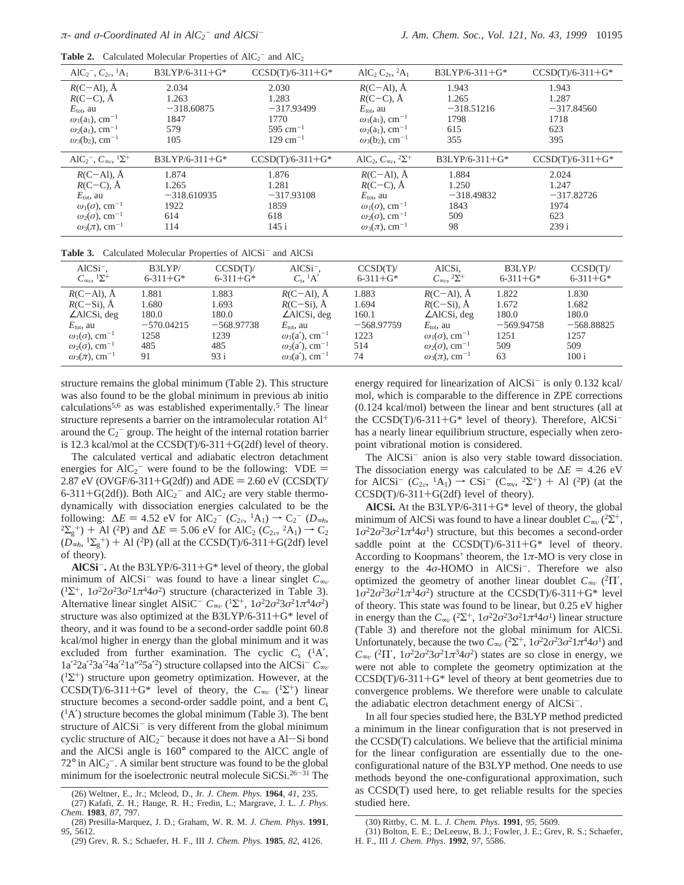**Table 2.** Calculated Molecular Properties of $AlC_2^-$ and $AlC_2$

| $AlC_2^-$, $C_{2v}$, $^1A_1$ | B3LYP/6-311+G* | CCSD(T)/6-311+G* | $AlC_2$ $C_{2v}$, $^2A_1$ | B3LYP/6-311+G* | CCSD(T)/6-311+G* |
|---|---|---|---|---|---|
| $R$(C−Al), Å | 2.034 | 2.030 | $R$(C−Al), Å | 1.943 | 1.943 |
| $R$(C−C), Å | 1.263 | 1.283 | $R$(C−C), Å | 1.265 | 1.287 |
| $E_{tot}$, au | −318.60875 | −317.93499 | $E_{tot}$, au | −318.51216 | −317.84560 |
| $\omega_1(a_1)$, cm$^{-1}$ | 1847 | 1770 | $\omega_1(a_1)$, cm$^{-1}$ | 1798 | 1718 |
| $\omega_2(a_1)$, cm$^{-1}$ | 579 | 595 cm$^{-1}$ | $\omega_2(a_1)$, cm$^{-1}$ | 615 | 623 |
| $\omega_3(b_2)$, cm$^{-1}$ | 105 | 129 cm$^{-1}$ | $\omega_3(b_2)$, cm$^{-1}$ | 355 | 395 |
| $AlC_2^-$, $C_{\infty v}$, $^1\Sigma^+$ | B3LYP/6-311+G* | CCSD(T)/6-311+G* | $AlC_2$, $C_{\infty v}$, $^2\Sigma^+$ | B3LYP/6-311+G* | CCSD(T)/6-311+G* |
| $R$(C−Al), Å | 1.874 | 1.876 | $R$(C−Al), Å | 1.884 | 2.024 |
| $R$(C−C), Å | 1.265 | 1.281 | $R$(C−C), Å | 1.250 | 1.247 |
| $E_{tot}$, au | −318.610935 | −317.93108 | $E_{tot}$, au | −318.49832 | −317.82726 |
| $\omega_1(\sigma)$, cm$^{-1}$ | 1922 | 1859 | $\omega_1(\sigma)$, cm$^{-1}$ | 1843 | 1974 |
| $\omega_2(\sigma)$, cm$^{-1}$ | 614 | 618 | $\omega_2(\sigma)$, cm$^{-1}$ | 509 | 623 |
| $\omega_3(\pi)$, cm$^{-1}$ | 114 | 145 i | $\omega_3(\pi)$, cm$^{-1}$ | 98 | 239 i |

**Table 3.** Calculated Molecular Properties of $AlCSi^-$ and AlCSi

| $AlCSi^-$, $C_{\infty v}$, $^1\Sigma^+$ | B3LYP/ 6-311+G* | CCSD(T)/ 6-311+G* | $AlCSi^-$, $C_s$, $^1A'$ | CCSD(T)/ 6-311+G* | AlCSi, $C_{\infty v}$, $^2\Sigma^+$ | B3LYP/ 6-311+G* | CCSD(T)/ 6-311+G* |
|---|---|---|---|---|---|---|---|
| $R$(C−Al), Å | 1.881 | 1.883 | $R$(C−Al), Å | 1.883 | $R$(C−Al), Å | 1.822 | 1.830 |
| $R$(C−Si), Å | 1.680 | 1.693 | $R$(C−Si), Å | 1.694 | $R$(C−Si), Å | 1.672 | 1.682 |
| ∠AlCSi, deg | 180.0 | 180.0 | ∠AlCSi, deg | 160.1 | ∠AlCSi, deg | 180.0 | 180.0 |
| $E_{tot}$, au | −570.04215 | −568.97738 | $E_{tot}$, au | −568.97759 | $E_{tot}$, au | −569.94758 | −568.88825 |
| $\omega_1(\sigma)$, cm$^{-1}$ | 1258 | 1239 | $\omega_1(a')$, cm$^{-1}$ | 1223 | $\omega_1(\sigma)$, cm$^{-1}$ | 1251 | 1257 |
| $\omega_2(\sigma)$, cm$^{-1}$ | 485 | 485 | $\omega_2(a')$, cm$^{-1}$ | 514 | $\omega_2(\sigma)$, cm$^{-1}$ | 509 | 509 |
| $\omega_3(\pi)$, cm$^{-1}$ | 91 | 93 i | $\omega_3(a')$, cm$^{-1}$ | 74 | $\omega_3(\pi)$, cm$^{-1}$ | 63 | 100 i |

structure remains the global minimum (Table 2). This structure was also found to be the global minimum in previous ab initio calculations[5,6] as was established experimentally.[5] The linear structure represents a barrier on the intramolecular rotation $Al^+$ around the $C_2^-$ group. The height of the internal rotation barrier is 12.3 kcal/mol at the CCSD(T)/6-311+G(2df) level of theory.

The calculated vertical and adiabatic electron detachment energies for $AlC_2^-$ were found to be the following: VDE = 2.87 eV (OVGF/6-311+G(2df)) and ADE = 2.60 eV (CCSD(T)/6-311+G(2df)). Both $AlC_2^-$ and $AlC_2$ are very stable thermodynamically with dissociation energies calculated to be the following: $\Delta E$ = 4.52 eV for $AlC_2^-$ ($C_{2v}$, $^1A_1$) → $C_2^-$ ($D_{\infty h}$, $^2\Sigma_g^+$) + Al ($^2P$) and $\Delta E$ = 5.06 eV for $AlC_2$ ($C_{2v}$, $^2A_1$) → $C_2$ ($D_{\infty h}$, $^1\Sigma_g^+$) + Al ($^2P$) (all at the CCSD(T)/6-311+G(2df) level of theory).

**$AlCSi^-$.** At the B3LYP/6-311+G* level of theory, the global minimum of $AlCSi^-$ was found to have a linear singlet $C_{\infty v}$ ($^1\Sigma^+$, $1\sigma^2 2\sigma^2 3\sigma^2 1\pi^4 4\sigma^2$) structure (characterized in Table 3). Alternative linear singlet $AlSiC^-$ $C_{\infty v}$ ($^1\Sigma^+$, $1\sigma^2 2\sigma^2 3\sigma^2 1\pi^4 4\sigma^2$) structure was also optimized at the B3LYP/6-311+G* level of theory, and it was found to be a second-order saddle point 60.8 kcal/mol higher in energy than the global minimum and it was excluded from further examination. The cyclic $C_s$ ($^1A'$, $1a'^2 2a'^2 3a'^2 4a'^2 1a''^2 5a'^2$) structure collapsed into the $AlCSi^-$ $C_{\infty v}$ ($^1\Sigma^+$) structure upon geometry optimization. However, at the CCSD(T)/6-311+G* level of theory, the $C_{\infty v}$ ($^1\Sigma^+$) linear structure becomes a second-order saddle point, and a bent $C_s$ ($^1A'$) structure becomes the global minimum (Table 3). The bent structure of $AlCSi^-$ is very different from the global minimum cyclic structure of $AlC_2^-$ because it does not have a Al−Si bond and the AlCSi angle is 160° compared to the AlCC angle of 72° in $AlC_2^-$. A similar bent structure was found to be the global minimum for the isoelectronic neutral molecule SiCSi.[26−31] The energy required for linearization of $AlCSi^-$ is only 0.132 kcal/mol, which is comparable to the difference in ZPE corrections (0.124 kcal/mol) between the linear and bent structures (all at the CCSD(T)/6-311+G* level of theory). Therefore, $AlCSi^-$ has a nearly linear equilibrium structure, especially when zero-point vibrational motion is considered.

The $AlCSi^-$ anion is also very stable toward dissociation. The dissociation energy was calculated to be $\Delta E$ = 4.26 eV for $AlCSi^-$ ($C_{2v}$, $^1A_1$) → $CSi^-$ ($C_{\infty v}$, $^2\Sigma^+$) + Al ($^2P$) (at the CCSD(T)/6-311+G(2df) level of theory).

**AlCSi.** At the B3LYP/6-311+G* level of theory, the global minimum of AlCSi was found to have a linear doublet $C_{\infty v}$ ($^2\Sigma^+$, $1\sigma^2 2\sigma^2 3\sigma^2 1\pi^4 4\sigma^1$) structure, but this becomes a second-order saddle point at the CCSD(T)/6-311+G* level of theory. According to Koopmans' theorem, the 1π-MO is very close in energy to the 4σ-HOMO in $AlCSi^-$. Therefore we also optimized the geometry of another linear doublet $C_{\infty v}$ ($^2\Pi'$, $1\sigma^2 2\sigma^2 3\sigma^2 1\pi^3 4\sigma^2$) structure at the CCSD(T)/6-311+G* level of theory. This state was found to be linear, but 0.25 eV higher in energy than the $C_{\infty v}$ ($^2\Sigma^+$, $1\sigma^2 2\sigma^2 3\sigma^2 1\pi^4 4\sigma^1$) linear structure (Table 3) and therefore not the global minimum for AlCSi. Unfortunately, because the two $C_{\infty v}$ ($^2\Sigma^+$, $1\sigma^2 2\sigma^2 3\sigma^2 1\pi^4 4\sigma^1$) and $C_{\infty v}$ ($^2\Pi'$, $1\sigma^2 2\sigma^2 3\sigma^2 1\pi^3 4\sigma^2$) states are so close in energy, we were not able to complete the geometry optimization at the CCSD(T)/6-311+G* level of theory at bent geometries due to convergence problems. We therefore were unable to calculate the adiabatic electron detachment energy of $AlCSi^-$.

In all four species studied here, the B3LYP method predicted a minimum in the linear configuration that is not preserved in the CCSD(T) calculations. We believe that the artificial minima for the linear configuration are essentially due to the one-configurational nature of the B3LYP method. One needs to use methods beyond the one-configurational approximation, such as CCSD(T) used here, to get reliable results for the species studied here.

(26) Weltner, E., Jr.; Mcleod, D., Jr. *J. Chem. Phys.* **1964**, *41*, 235.
(27) Kafafi, Z. H.; Hauge, R. H.; Fredin, L.; Margrave, J. L. *J. Phys. Chem.* **1983**, *87*, 797.
(28) Presilla-Marquez, J. D.; Graham, W. R. M. *J. Chem. Phys.* **1991**, *95*, 5612.
(29) Grev, R. S.; Schaefer, H. F., III *J. Chem. Phys.* **1985**, *82*, 4126.
(30) Rittby, C. M. L. *J. Chem. Phys.* **1991**, *95*, 5609.
(31) Bolton, E. E.; DeLeeuw, B. J.; Fowler, J. E.; Grev, R. S.; Schaefer, H. F., III *J. Chem. Phys.* **1992**, *97*, 5586.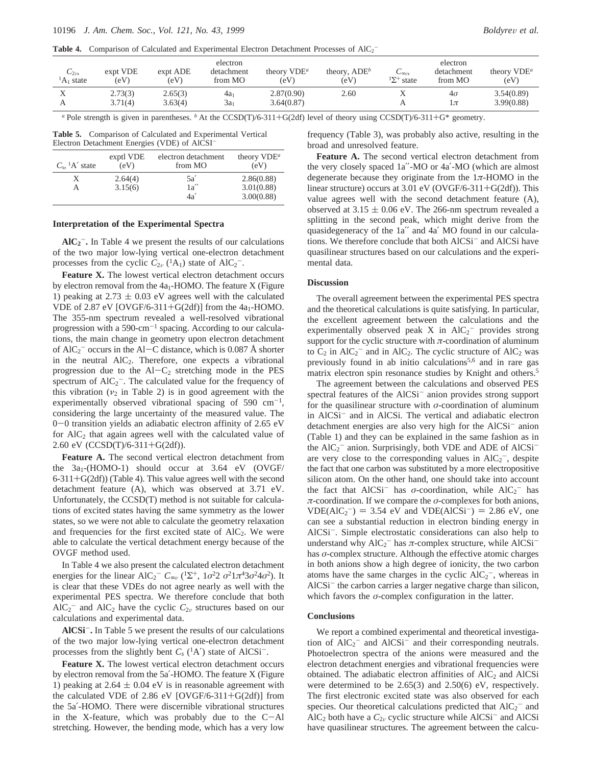**Table 4.** Comparison of Calculated and Experimental Electron Detachment Processes of $AlC_2^-$

| $C_{2v}$, $^1A_1$ state | expt VDE (eV) | expt ADE (eV) | electron detachment from MO | theory VDE[a] (eV) | theory, ADE[b] (eV) | $C_{\infty v}$, $^1\Sigma^+$ state | electron detachment from MO | theory VDE[a] (eV) |
|---|---|---|---|---|---|---|---|---|
| X | 2.73(3) | 2.65(3) | $4a_1$ | 2.87(0.90) | 2.60 | X | $4\sigma$ | 3.54(0.89) |
| A | 3.71(4) | 3.63(4) | $3a_1$ | 3.64(0.87) | | A | $1\pi$ | 3.99(0.88) |

[a] Pole strength is given in parentheses. [b] At the CCSD(T)/6-311+G(2df) level of theory using CCSD(T)/6-311+G* geometry.

**Table 5.** Comparison of Calculated and Experimental Vertical Electron Detachment Energies (VDE) of $AlCSi^-$

| $C_s$, $^1A'$ state | exptl VDE (eV) | electron detachment from MO | theory VDE[a] (eV) |
|---|---|---|---|
| X | 2.64(4) | 5a′ | 2.86(0.88) |
| A | 3.15(6) | 1a′′ | 3.01(0.88) |
| | | 4a′ | 3.00(0.88) |

## Interpretation of the Experimental Spectra

**$AlC_2^-$.** In Table 4 we present the results of our calculations of the two major low-lying vertical one-electron detachment processes from the cyclic $C_{2v}$ ($^1A_1$) state of $AlC_2^-$.

**Feature X.** The lowest vertical electron detachment occurs by electron removal from the $4a_1$-HOMO. The feature X (Figure 1) peaking at 2.73 ± 0.03 eV agrees well with the calculated VDE of 2.87 eV [OVGF/6-311+G(2df)] from the $4a_1$-HOMO. The 355-nm spectrum revealed a well-resolved vibrational progression with a 590-cm$^{-1}$ spacing. According to our calculations, the main change in geometry upon electron detachment of $AlC_2^-$ occurs in the Al−C distance, which is 0.087 Å shorter in the neutral $AlC_2$. Therefore, one expects a vibrational progression due to the Al−$C_2$ stretching mode in the PES spectrum of $AlC_2^-$. The calculated value for the frequency of this vibration ($\nu_2$ in Table 2) is in good agreement with the experimentally observed vibrational spacing of 590 cm$^{-1}$, considering the large uncertainty of the measured value. The 0−0 transition yields an adiabatic electron affinity of 2.65 eV for $AlC_2$ that again agrees well with the calculated value of 2.60 eV (CCSD(T)/6-311+G(2df)).

**Feature A.** The second vertical electron detachment from the $3a_1$-(HOMO-1) should occur at 3.64 eV (OVGF/6-311+G(2df)) (Table 4). This value agrees well with the second detachment feature (A), which was observed at 3.71 eV. Unfortunately, the CCSD(T) method is not suitable for calculations of excited states having the same symmetry as the lower states, so we were not able to calculate the geometry relaxation and frequencies for the first excited state of $AlC_2$. We were able to calculate the vertical detachment energy because of the OVGF method used.

In Table 4 we also present the calculated electron detachment energies for the linear $AlC_2^-$ $C_{\infty v}$ ($^1\Sigma^+$, $1\sigma^2 2\sigma^2 1\pi^4 3\sigma^2 4\sigma^2$). It is clear that these VDEs do not agree nearly as well with the experimental PES spectra. We therefore conclude that both $AlC_2^-$ and $AlC_2$ have the cyclic $C_{2v}$ structures based on our calculations and experimental data.

**$AlCSi^-$.** In Table 5 we present the results of our calculations of the two major low-lying vertical one-electron detachment processes from the slightly bent $C_s$ ($^1A'$) state of $AlCSi^-$.

**Feature X.** The lowest vertical electron detachment occurs by electron removal from the 5a′-HOMO. The feature X (Figure 1) peaking at 2.64 ± 0.04 eV is in reasonable agreement with the calculated VDE of 2.86 eV [OVGF/6-311+G(2df)] from the 5a′-HOMO. There were discernible vibrational structures in the X-feature, which was probably due to the C−Al stretching. However, the bending mode, which has a very low frequency (Table 3), was probably also active, resulting in the broad and unresolved feature.

**Feature A.** The second vertical electron detachment from the very closely spaced 1a′′-MO or 4a′-MO (which are almost degenerate because they originate from the 1π-HOMO in the linear structure) occurs at 3.01 eV (OVGF/6-311+G(2df)). This value agrees well with the second detachment feature (A), observed at 3.15 ± 0.06 eV. The 266-nm spectrum revealed a splitting in the second peak, which might derive from the quasidegeneracy of the 1a′′ and 4a′ MO found in our calculations. We therefore conclude that both $AlCSi^-$ and AlCSi have quasilinear structures based on our calculations and the experimental data.

## Discussion

The overall agreement between the experimental PES spectra and the theoretical calculations is quite satisfying. In particular, the excellent agreement between the calculations and the experimentally observed peak X in $AlC_2^-$ provides strong support for the cyclic structure with π-coordination of aluminum to $C_2$ in $AlC_2^-$ and in $AlC_2$. The cyclic structure of $AlC_2$ was previously found in ab initio calculations[5,6] and in rare gas matrix electron spin resonance studies by Knight and others.[5]

The agreement between the calculations and observed PES spectral features of the $AlCSi^-$ anion provides strong support for the quasilinear structure with σ-coordination of aluminum in $AlCSi^-$ and in AlCSi. The vertical and adiabatic electron detachment energies are also very high for the $AlCSi^-$ anion (Table 1) and they can be explained in the same fashion as in the $AlC_2^-$ anion. Surprisingly, both VDE and ADE of $AlCSi^-$ are very close to the corresponding values in $AlC_2^-$, despite the fact that one carbon was substituted by a more electropositive silicon atom. On the other hand, one should take into account the fact that $AlCSi^-$ has σ-coordination, while $AlC_2^-$ has π-coordination. If we compare the σ-complexes for both anions, VDE($AlC_2^-$) = 3.54 eV and VDE($AlCSi^-$) = 2.86 eV, one can see a substantial reduction in electron binding energy in $AlCSi^-$. Simple electrostatic considerations can also help to understand why $AlC_2^-$ has π-complex structure, while $AlCSi^-$ has σ-complex structure. Although the effective atomic charges in both anions show a high degree of ionicity, the two carbon atoms have the same charges in the cyclic $AlC_2^-$, whereas in $AlCSi^-$ the carbon carries a larger negative charge than silicon, which favors the σ-complex configuration in the latter.

## Conclusions

We report a combined experimental and theoretical investigation of $AlC_2^-$ and $AlCSi^-$ and their corresponding neutrals. Photoelectron spectra of the anions were measured and the electron detachment energies and vibrational frequencies were obtained. The adiabatic electron affinities of $AlC_2$ and AlCSi were determined to be 2.65(3) and 2.50(6) eV, respectively. The first electronic excited state was also observed for each species. Our theoretical calculations predicted that $AlC_2^-$ and $AlC_2$ both have a $C_{2v}$ cyclic structure while $AlCSi^-$ and AlCSi have quasilinear structures. The agreement between the calcu-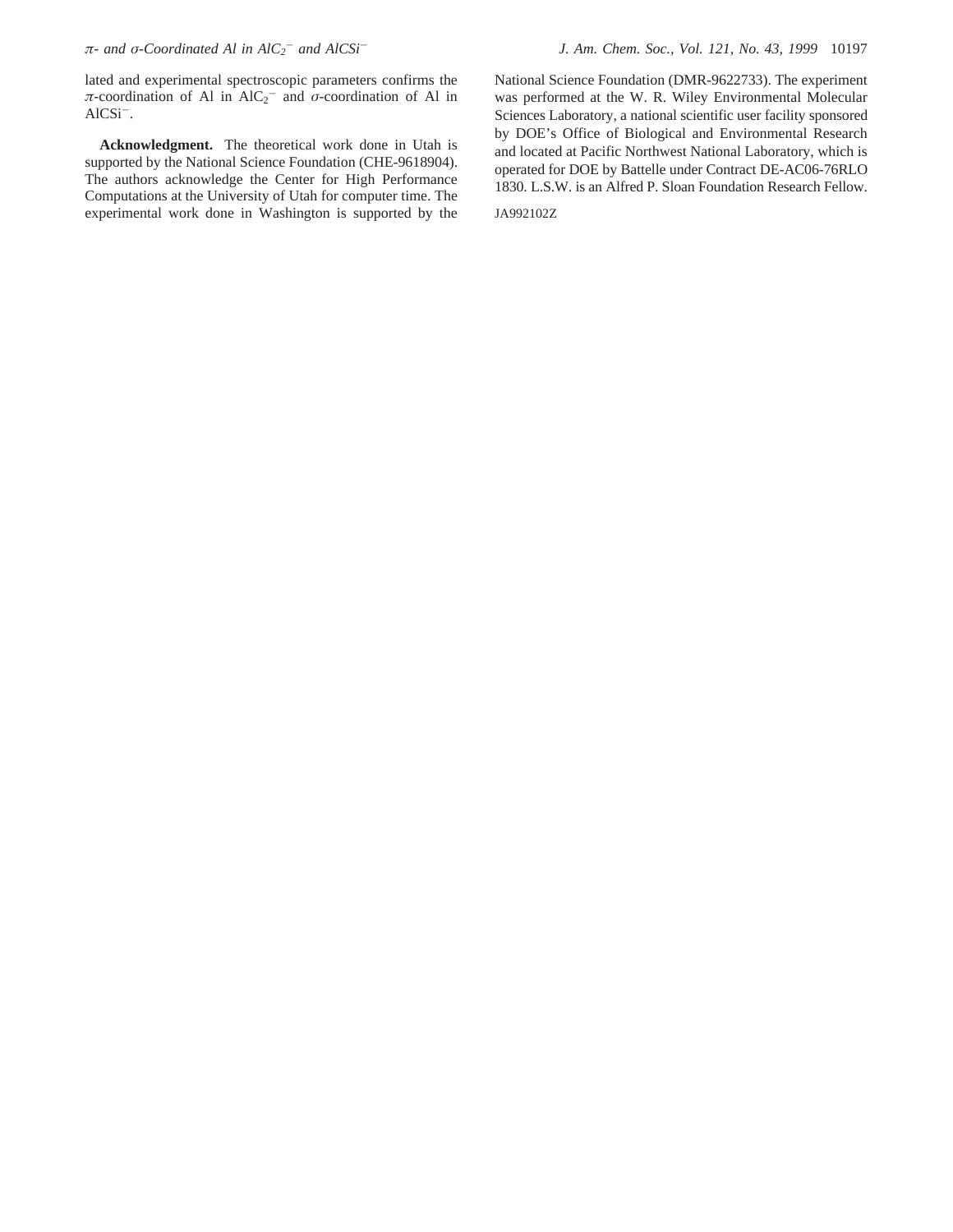lated and experimental spectroscopic parameters confirms the $\pi$-coordination of Al in $AlC_2^-$ and $\sigma$-coordination of Al in $AlCSi^-$.

**Acknowledgment.** The theoretical work done in Utah is supported by the National Science Foundation (CHE-9618904). The authors acknowledge the Center for High Performance Computations at the University of Utah for computer time. The experimental work done in Washington is supported by the National Science Foundation (DMR-9622733). The experiment was performed at the W. R. Wiley Environmental Molecular Sciences Laboratory, a national scientific user facility sponsored by DOE's Office of Biological and Environmental Research and located at Pacific Northwest National Laboratory, which is operated for DOE by Battelle under Contract DE-AC06-76RLO 1830. L.S.W. is an Alfred P. Sloan Foundation Research Fellow.

JA992102Z